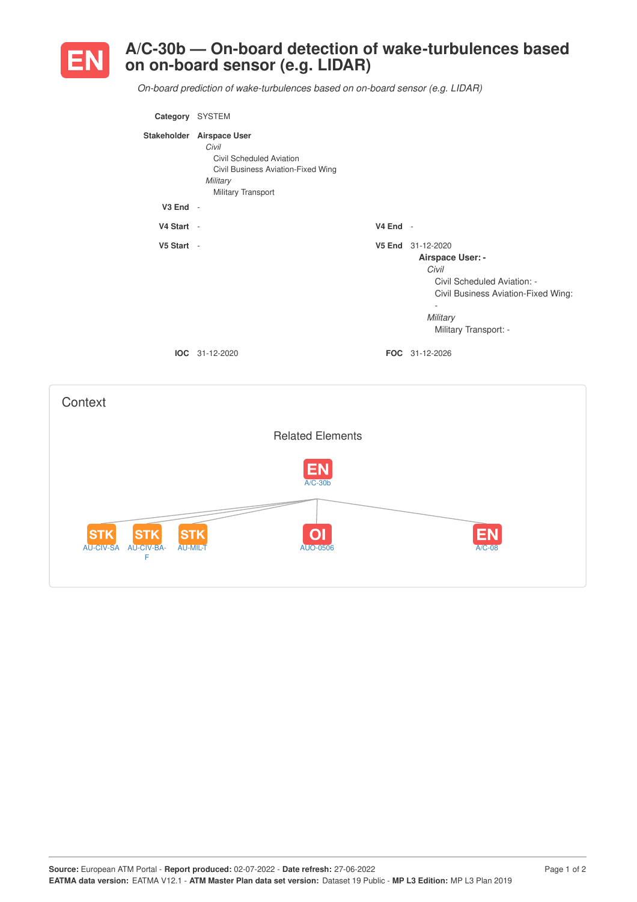# EN A/C-30b — On-board detection of wake-turbulences based on on-board sensor (e.g. LIDAR)

*On-board prediction of wake-turbulences based on on-board sensor (e.g. LIDAR)*

**Category** SYSTEM

**Stakeholder** **Airspace User**
*Civil*
Civil Scheduled Aviation
Civil Business Aviation-Fixed Wing
*Military*
Military Transport

**V3 End** -

**V4 Start** -

**V4 End** -

**V5 Start** -

**V5 End** 31-12-2020
**Airspace User: -**
*Civil*
Civil Scheduled Aviation: -
Civil Business Aviation-Fixed Wing: -
*Military*
Military Transport: -

**IOC** 31-12-2020

**FOC** 31-12-2026

## Context

Related Elements

EN A/C-30b

STK AU-CIV-SA
STK AU-CIV-BA-F
STK AU-MIL-T
OI AUO-0506
EN A/C-08

Source: European ATM Portal - Report produced: 02-07-2022 - Date refresh: 27-06-2022
EATMA data version: EATMA V12.1 - ATM Master Plan data set version: Dataset 19 Public - MP L3 Edition: MP L3 Plan 2019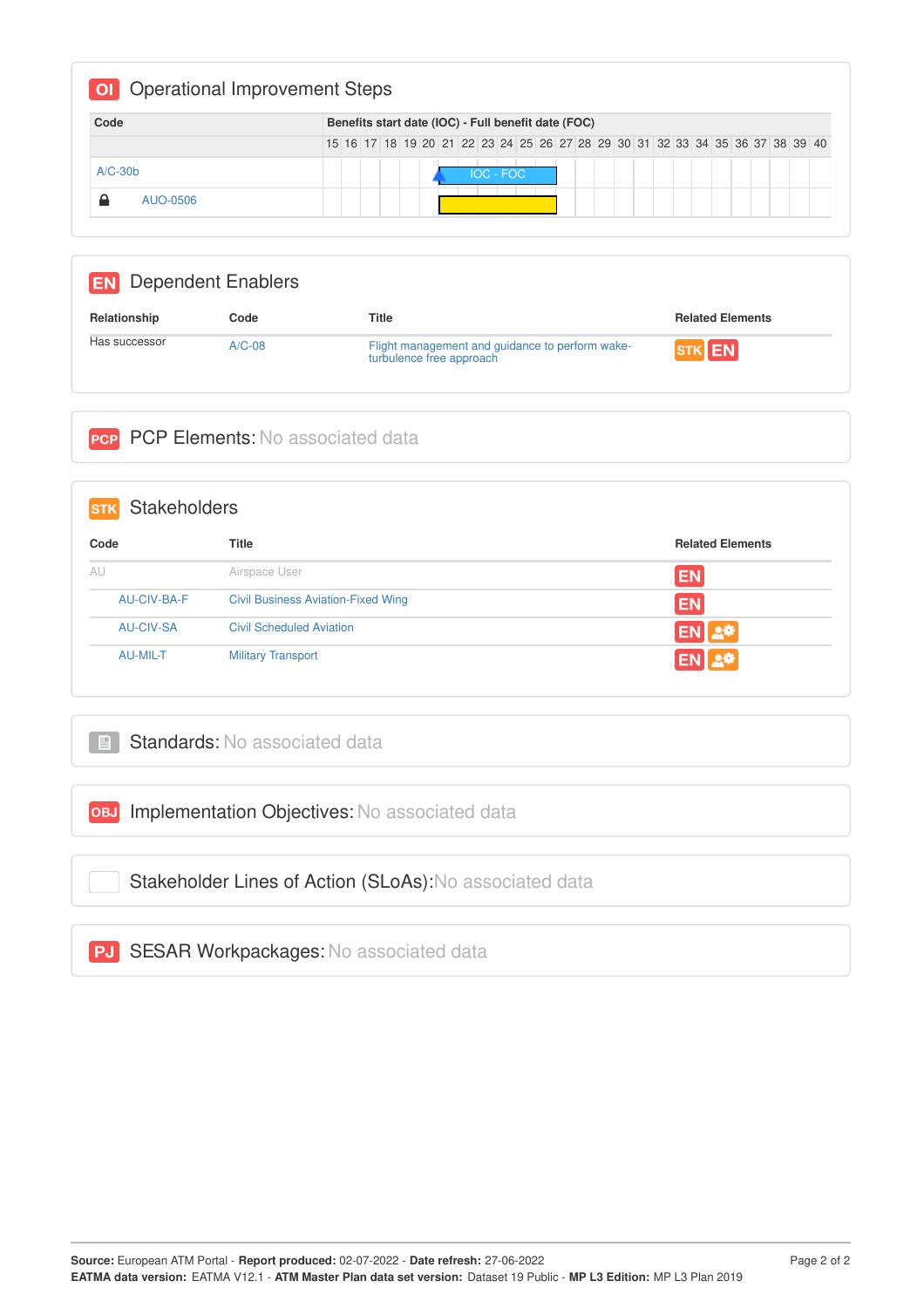## OI Operational Improvement Steps

| Code | Benefits start date (IOC) - Full benefit date (FOC) |
|---|---|
| | 15 16 17 18 19 20 21 22 23 24 25 26 27 28 29 30 31 32 33 34 35 36 37 38 39 40 |
| A/C-30b | IOC - FOC |
| AUO-0506 | |

## EN Dependent Enablers

| Relationship | Code | Title | Related Elements |
|---|---|---|---|
| Has successor | A/C-08 | Flight management and guidance to perform wake-turbulence free approach | STK EN |

## PCP PCP Elements: No associated data

## STK Stakeholders

| Code | Title | Related Elements |
|---|---|---|
| AU | Airspace User | EN |
| AU-CIV-BA-F | Civil Business Aviation-Fixed Wing | EN |
| AU-CIV-SA | Civil Scheduled Aviation | EN |
| AU-MIL-T | Military Transport | EN |

## Standards: No associated data

## OBJ Implementation Objectives: No associated data

## Stakeholder Lines of Action (SLoAs): No associated data

## PJ SESAR Workpackages: No associated data

**Source:** European ATM Portal - **Report produced:** 02-07-2022 - **Date refresh:** 27-06-2022
**EATMA data version:** EATMA V12.1 - **ATM Master Plan data set version:** Dataset 19 Public - **MP L3 Edition:** MP L3 Plan 2019